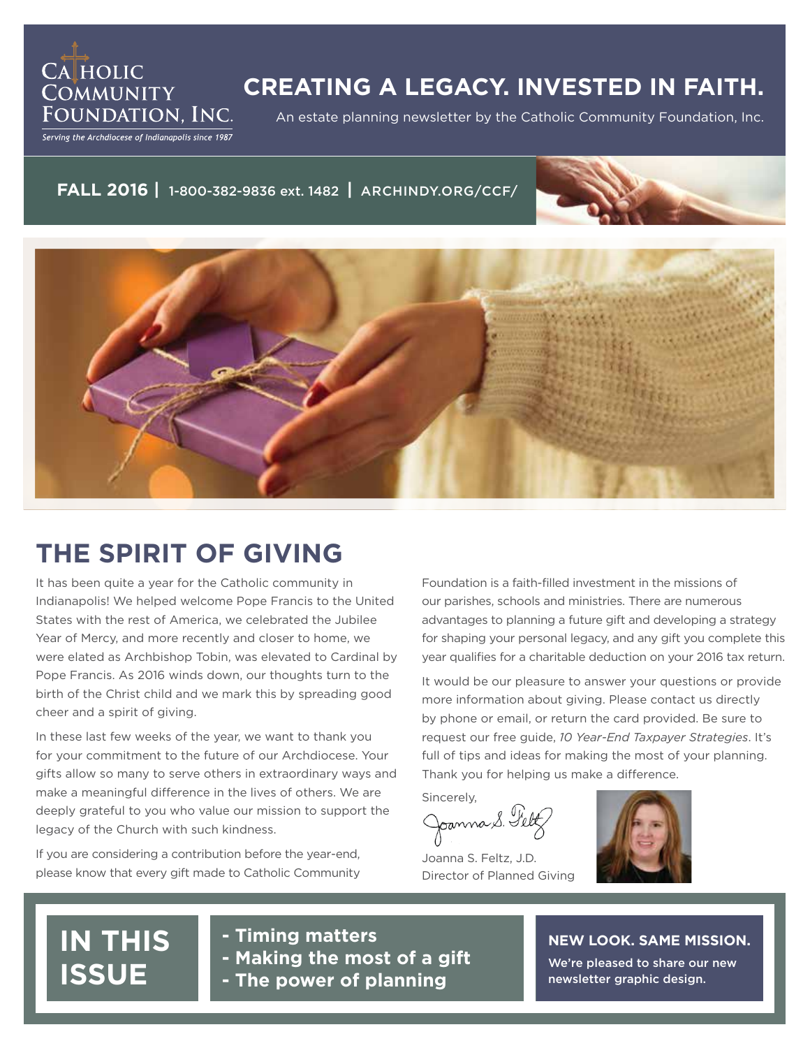Catholic Community Foundation, Inc.

*Serving the Archdiocese of Indianapolis since 1987*

# CREATING A LEGACY. INVESTED IN FAITH.

An estate planning newsletter by the Catholic Community Foundation, Inc.

**FALL 2016** | 1-800-382-9836 ext. 1482 | ARCHINDY.ORG/CCF/

## THE SPIRIT OF GIVING

It has been quite a year for the Catholic community in Indianapolis! We helped welcome Pope Francis to the United States with the rest of America, we celebrated the Jubilee Year of Mercy, and more recently and closer to home, we were elated as Archbishop Tobin, was elevated to Cardinal by Pope Francis. As 2016 winds down, our thoughts turn to the birth of the Christ child and we mark this by spreading good cheer and a spirit of giving.

In these last few weeks of the year, we want to thank you for your commitment to the future of our Archdiocese. Your gifts allow so many to serve others in extraordinary ways and make a meaningful difference in the lives of others. We are deeply grateful to you who value our mission to support the legacy of the Church with such kindness.

If you are considering a contribution before the year-end, please know that every gift made to Catholic Community Foundation is a faith-filled investment in the missions of our parishes, schools and ministries. There are numerous advantages to planning a future gift and developing a strategy for shaping your personal legacy, and any gift you complete this year qualifies for a charitable deduction on your 2016 tax return.

It would be our pleasure to answer your questions or provide more information about giving. Please contact us directly by phone or email, or return the card provided. Be sure to request our free guide, *10 Year-End Taxpayer Strategies*. It's full of tips and ideas for making the most of your planning. Thank you for helping us make a difference.

Sincerely,

Joanna S. Feltz, J.D.
Director of Planned Giving

## IN THIS ISSUE

- **Timing matters**
- **Making the most of a gift**
- **The power of planning**

**NEW LOOK. SAME MISSION.**

We're pleased to share our new newsletter graphic design.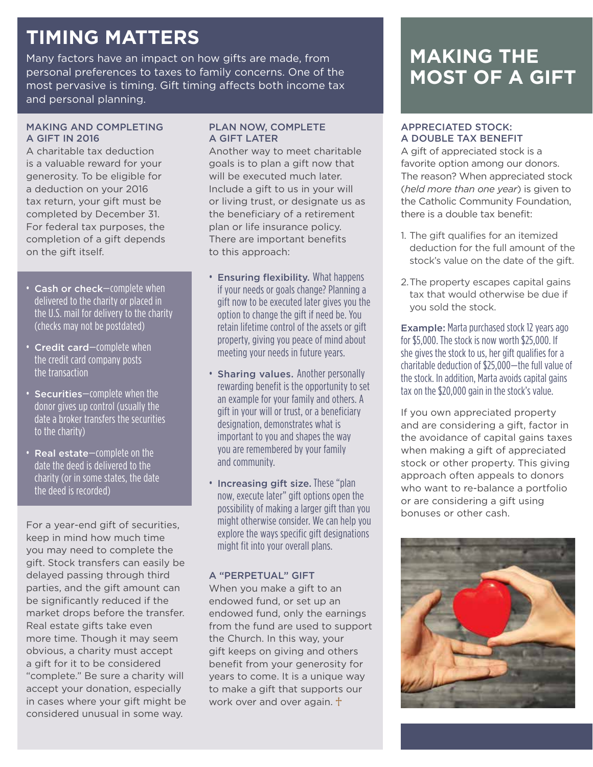# TIMING MATTERS

Many factors have an impact on how gifts are made, from personal preferences to taxes to family concerns. One of the most pervasive is timing. Gift timing affects both income tax and personal planning.

### MAKING AND COMPLETING A GIFT IN 2016

A charitable tax deduction is a valuable reward for your generosity. To be eligible for a deduction on your 2016 tax return, your gift must be completed by December 31. For federal tax purposes, the completion of a gift depends on the gift itself.

- **Cash or check**—complete when delivered to the charity or placed in the U.S. mail for delivery to the charity (checks may not be postdated)
- **Credit card**—complete when the credit card company posts the transaction
- **Securities**—complete when the donor gives up control (usually the date a broker transfers the securities to the charity)
- **Real estate**—complete on the date the deed is delivered to the charity (or in some states, the date the deed is recorded)

For a year-end gift of securities, keep in mind how much time you may need to complete the gift. Stock transfers can easily be delayed passing through third parties, and the gift amount can be significantly reduced if the market drops before the transfer. Real estate gifts take even more time. Though it may seem obvious, a charity must accept a gift for it to be considered "complete." Be sure a charity will accept your donation, especially in cases where your gift might be considered unusual in some way.

### PLAN NOW, COMPLETE A GIFT LATER

Another way to meet charitable goals is to plan a gift now that will be executed much later. Include a gift to us in your will or living trust, or designate us as the beneficiary of a retirement plan or life insurance policy. There are important benefits to this approach:

- **Ensuring flexibility.** What happens if your needs or goals change? Planning a gift now to be executed later gives you the option to change the gift if need be. You retain lifetime control of the assets or gift property, giving you peace of mind about meeting your needs in future years.
- **Sharing values.** Another personally rewarding benefit is the opportunity to set an example for your family and others. A gift in your will or trust, or a beneficiary designation, demonstrates what is important to you and shapes the way you are remembered by your family and community.
- **Increasing gift size.** These "plan now, execute later" gift options open the possibility of making a larger gift than you might otherwise consider. We can help you explore the ways specific gift designations might fit into your overall plans.

### A "PERPETUAL" GIFT

When you make a gift to an endowed fund, or set up an endowed fund, only the earnings from the fund are used to support the Church. In this way, your gift keeps on giving and others benefit from your generosity for years to come. It is a unique way to make a gift that supports our work over and over again. †

# MAKING THE MOST OF A GIFT

### APPRECIATED STOCK: A DOUBLE TAX BENEFIT

A gift of appreciated stock is a favorite option among our donors. The reason? When appreciated stock (*held more than one year*) is given to the Catholic Community Foundation, there is a double tax benefit:

1. The gift qualifies for an itemized deduction for the full amount of the stock's value on the date of the gift.
2. The property escapes capital gains tax that would otherwise be due if you sold the stock.

**Example:** Marta purchased stock 12 years ago for $5,000. The stock is now worth $25,000. If she gives the stock to us, her gift qualifies for a charitable deduction of $25,000—the full value of the stock. In addition, Marta avoids capital gains tax on the $20,000 gain in the stock's value.

If you own appreciated property and are considering a gift, factor in the avoidance of capital gains taxes when making a gift of appreciated stock or other property. This giving approach often appeals to donors who want to re-balance a portfolio or are considering a gift using bonuses or other cash.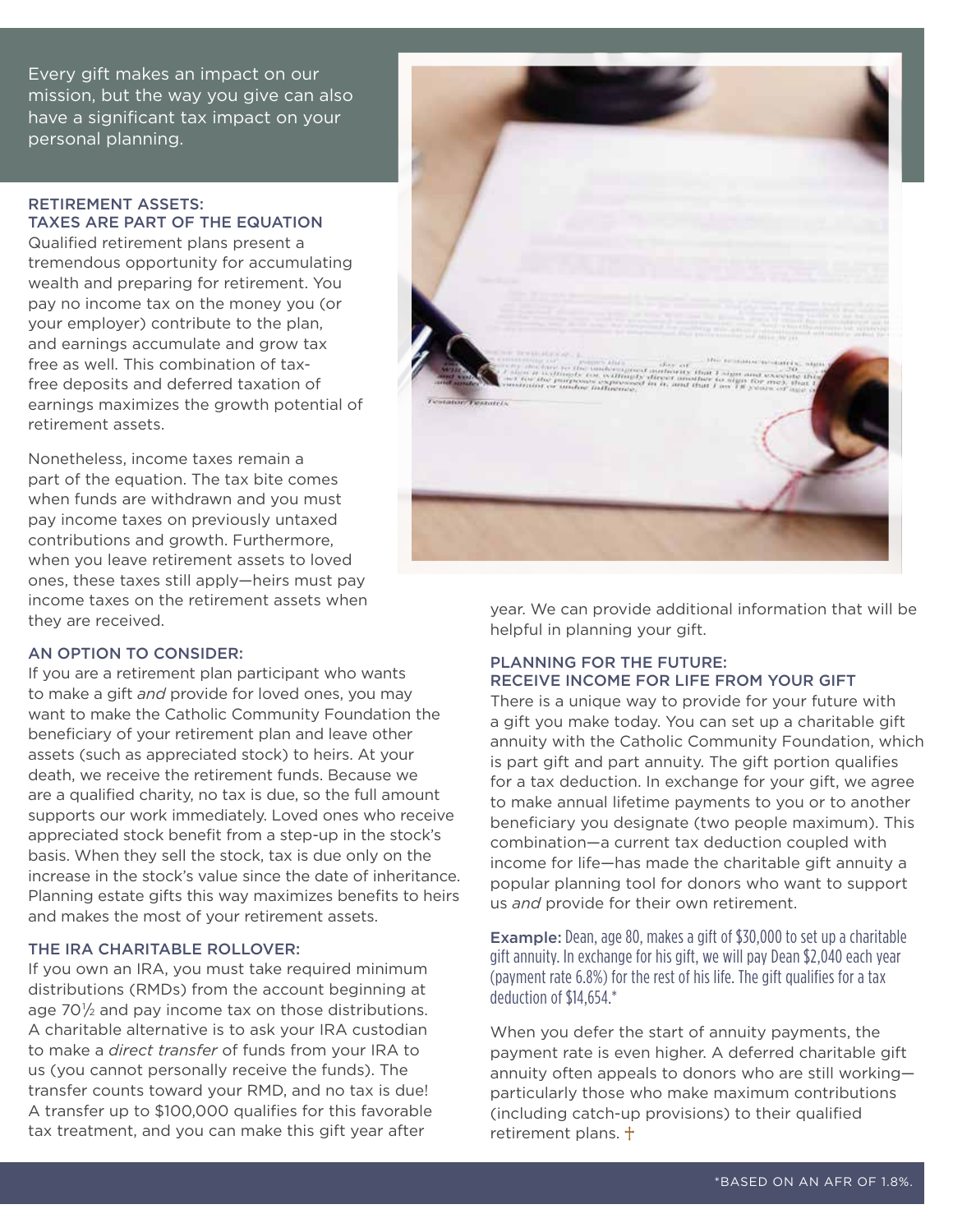Every gift makes an impact on our mission, but the way you give can also have a significant tax impact on your personal planning.

### RETIREMENT ASSETS: TAXES ARE PART OF THE EQUATION

Qualified retirement plans present a tremendous opportunity for accumulating wealth and preparing for retirement. You pay no income tax on the money you (or your employer) contribute to the plan, and earnings accumulate and grow tax free as well. This combination of tax-free deposits and deferred taxation of earnings maximizes the growth potential of retirement assets.

Nonetheless, income taxes remain a part of the equation. The tax bite comes when funds are withdrawn and you must pay income taxes on previously untaxed contributions and growth. Furthermore, when you leave retirement assets to loved ones, these taxes still apply—heirs must pay income taxes on the retirement assets when they are received.

### AN OPTION TO CONSIDER:

If you are a retirement plan participant who wants to make a gift *and* provide for loved ones, you may want to make the Catholic Community Foundation the beneficiary of your retirement plan and leave other assets (such as appreciated stock) to heirs. At your death, we receive the retirement funds. Because we are a qualified charity, no tax is due, so the full amount supports our work immediately. Loved ones who receive appreciated stock benefit from a step-up in the stock's basis. When they sell the stock, tax is due only on the increase in the stock's value since the date of inheritance. Planning estate gifts this way maximizes benefits to heirs and makes the most of your retirement assets.

### THE IRA CHARITABLE ROLLOVER:

If you own an IRA, you must take required minimum distributions (RMDs) from the account beginning at age 70½ and pay income tax on those distributions. A charitable alternative is to ask your IRA custodian to make a *direct transfer* of funds from your IRA to us (you cannot personally receive the funds). The transfer counts toward your RMD, and no tax is due! A transfer up to $100,000 qualifies for this favorable tax treatment, and you can make this gift year after year. We can provide additional information that will be helpful in planning your gift.

### PLANNING FOR THE FUTURE: RECEIVE INCOME FOR LIFE FROM YOUR GIFT

There is a unique way to provide for your future with a gift you make today. You can set up a charitable gift annuity with the Catholic Community Foundation, which is part gift and part annuity. The gift portion qualifies for a tax deduction. In exchange for your gift, we agree to make annual lifetime payments to you or to another beneficiary you designate (two people maximum). This combination—a current tax deduction coupled with income for life—has made the charitable gift annuity a popular planning tool for donors who want to support us *and* provide for their own retirement.

**Example:** Dean, age 80, makes a gift of $30,000 to set up a charitable gift annuity. In exchange for his gift, we will pay Dean $2,040 each year (payment rate 6.8%) for the rest of his life. The gift qualifies for a tax deduction of $14,654.*

When you defer the start of annuity payments, the payment rate is even higher. A deferred charitable gift annuity often appeals to donors who are still working—particularly those who make maximum contributions (including catch-up provisions) to their qualified retirement plans. †

*BASED ON AN AFR OF 1.8%.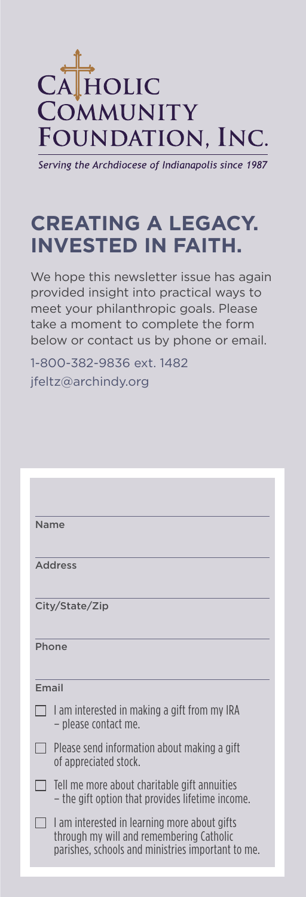# CATHOLIC COMMUNITY FOUNDATION, INC.

*Serving the Archdiocese of Indianapolis since 1987*

## CREATING A LEGACY. INVESTED IN FAITH.

We hope this newsletter issue has again provided insight into practical ways to meet your philanthropic goals. Please take a moment to complete the form below or contact us by phone or email.

1-800-382-9836 ext. 1482
jfeltz@archindy.org

Name

Address

City/State/Zip

Phone

Email

- ☐ I am interested in making a gift from my IRA – please contact me.
- ☐ Please send information about making a gift of appreciated stock.
- ☐ Tell me more about charitable gift annuities – the gift option that provides lifetime income.
- ☐ I am interested in learning more about gifts through my will and remembering Catholic parishes, schools and ministries important to me.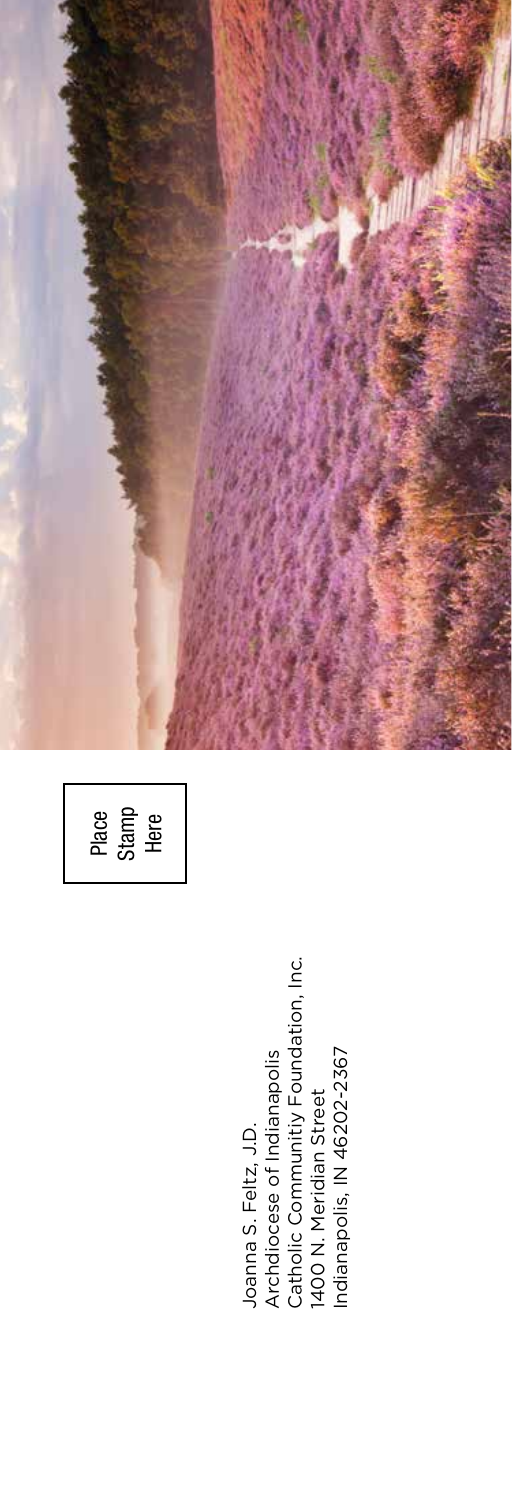Place
Stamp
Here

Joanna S. Feltz, J.D.
Archdiocese of Indianapolis
Catholic Communitiy Foundation, Inc.
1400 N. Meridian Street
Indianapolis, IN 46202-2367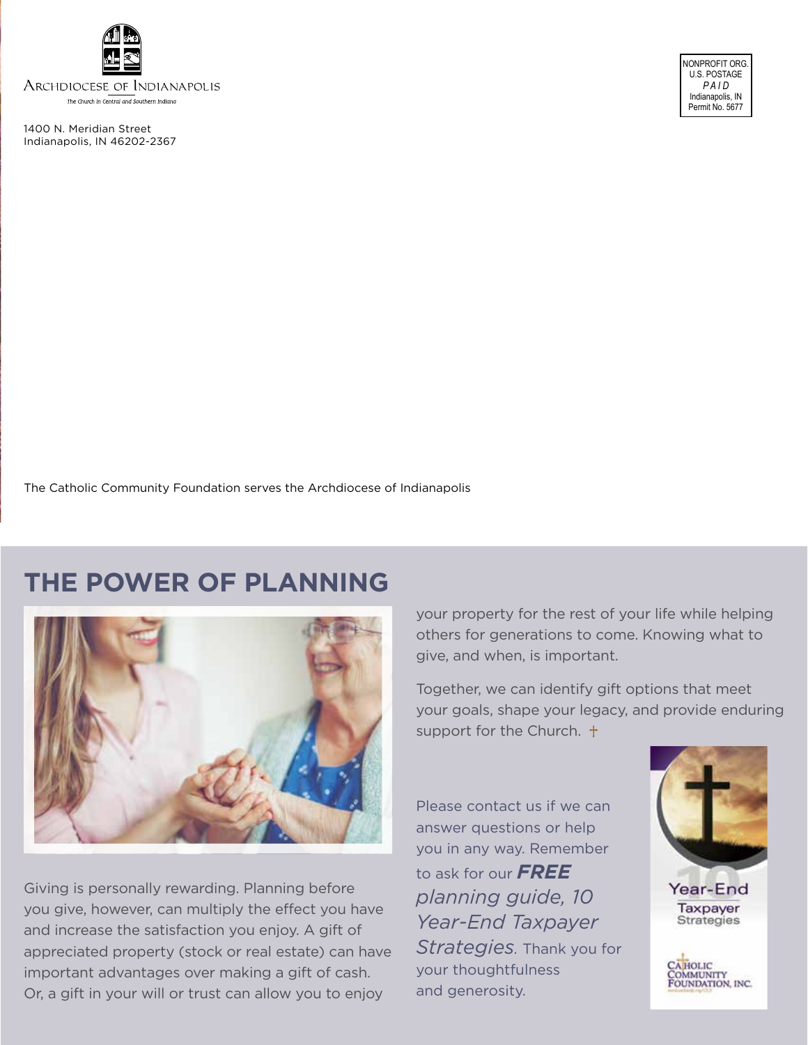Archdiocese of Indianapolis

The Church in Central and Southern Indiana

1400 N. Meridian Street
Indianapolis, IN 46202-2367

NONPROFIT ORG.
U.S. POSTAGE
*PAID*
Indianapolis, IN
Permit No. 5677

The Catholic Community Foundation serves the Archdiocese of Indianapolis

## THE POWER OF PLANNING

Giving is personally rewarding. Planning before you give, however, can multiply the effect you have and increase the satisfaction you enjoy. A gift of appreciated property (stock or real estate) can have important advantages over making a gift of cash. Or, a gift in your will or trust can allow you to enjoy your property for the rest of your life while helping others for generations to come. Knowing what to give, and when, is important.

Together, we can identify gift options that meet your goals, shape your legacy, and provide enduring support for the Church. †

Please contact us if we can answer questions or help you in any way. Remember to ask for our ***FREE*** *planning guide, 10 Year-End Taxpayer Strategies*. Thank you for your thoughtfulness and generosity.

10 Year-End Taxpayer Strategies

Catholic Community Foundation, Inc.